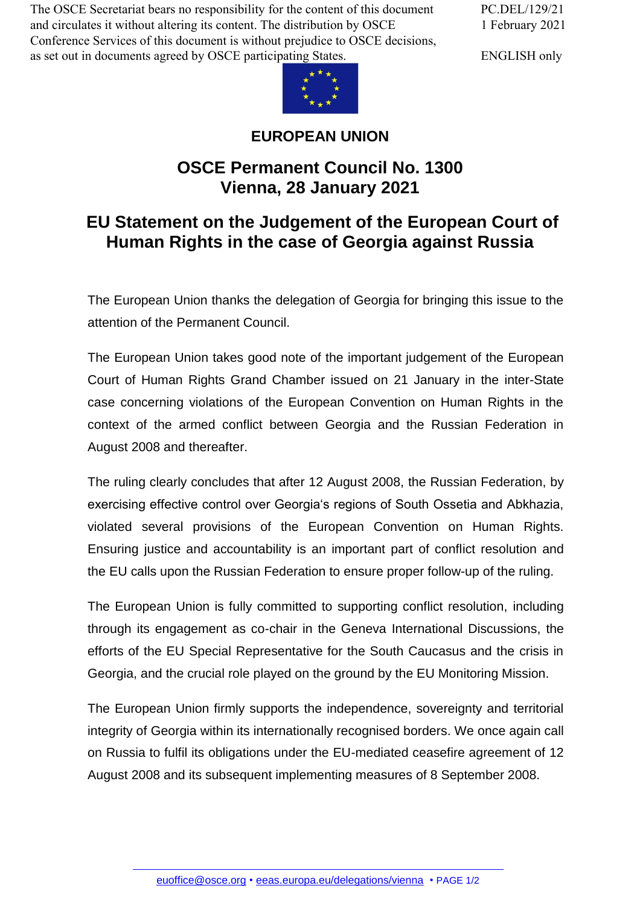The OSCE Secretariat bears no responsibility for the content of this document and circulates it without altering its content. The distribution by OSCE Conference Services of this document is without prejudice to OSCE decisions, as set out in documents agreed by OSCE participating States.

PC.DEL/129/21
1 February 2021

ENGLISH only

**EUROPEAN UNION**

# OSCE Permanent Council No. 1300
# Vienna, 28 January 2021

## EU Statement on the Judgement of the European Court of Human Rights in the case of Georgia against Russia

The European Union thanks the delegation of Georgia for bringing this issue to the attention of the Permanent Council.

The European Union takes good note of the important judgement of the European Court of Human Rights Grand Chamber issued on 21 January in the inter-State case concerning violations of the European Convention on Human Rights in the context of the armed conflict between Georgia and the Russian Federation in August 2008 and thereafter.

The ruling clearly concludes that after 12 August 2008, the Russian Federation, by exercising effective control over Georgia's regions of South Ossetia and Abkhazia, violated several provisions of the European Convention on Human Rights. Ensuring justice and accountability is an important part of conflict resolution and the EU calls upon the Russian Federation to ensure proper follow-up of the ruling.

The European Union is fully committed to supporting conflict resolution, including through its engagement as co-chair in the Geneva International Discussions, the efforts of the EU Special Representative for the South Caucasus and the crisis in Georgia, and the crucial role played on the ground by the EU Monitoring Mission.

The European Union firmly supports the independence, sovereignty and territorial integrity of Georgia within its internationally recognised borders. We once again call on Russia to fulfil its obligations under the EU-mediated ceasefire agreement of 12 August 2008 and its subsequent implementing measures of 8 September 2008.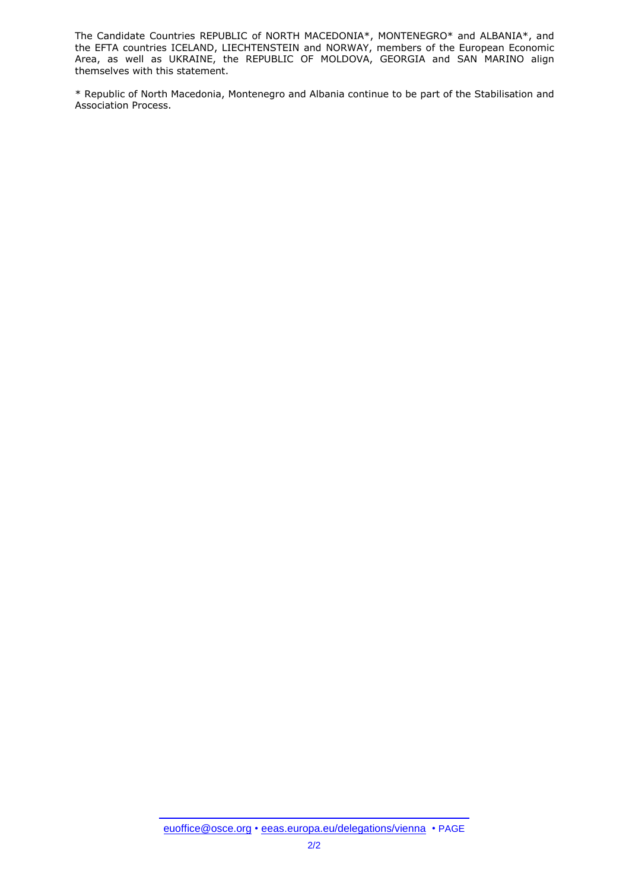The Candidate Countries REPUBLIC of NORTH MACEDONIA*, MONTENEGRO* and ALBANIA*, and the EFTA countries ICELAND, LIECHTENSTEIN and NORWAY, members of the European Economic Area, as well as UKRAINE, the REPUBLIC OF MOLDOVA, GEORGIA and SAN MARINO align themselves with this statement.

* Republic of North Macedonia, Montenegro and Albania continue to be part of the Stabilisation and Association Process.